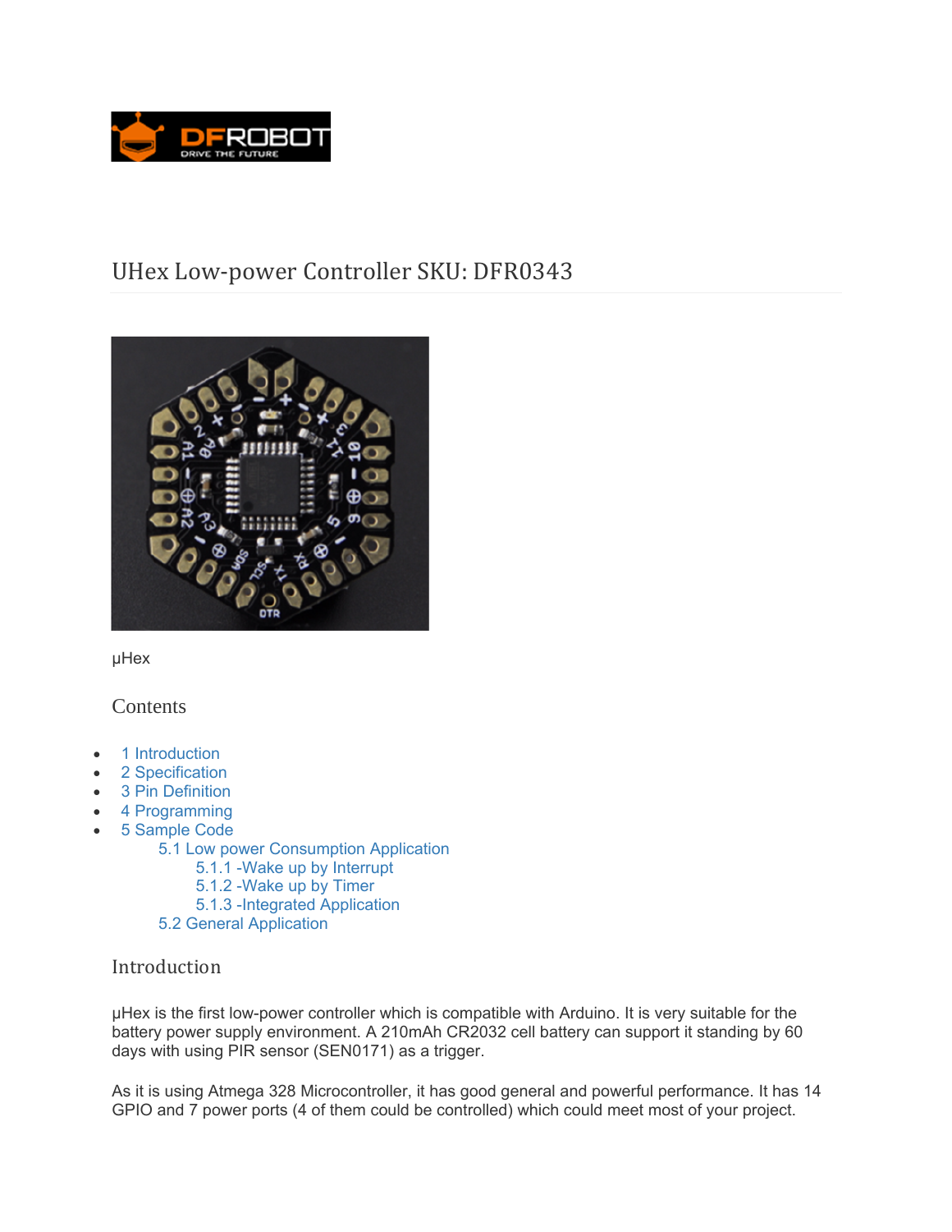# UHex Low-power Controller SKU: DFR0343

µHex

## Contents

- 1 Introduction
- 2 Specification
- 3 Pin Definition
- 4 Programming
- 5 Sample Code
  - 5.1 Low power Consumption Application
    - 5.1.1 -Wake up by Interrupt
    - 5.1.2 -Wake up by Timer
    - 5.1.3 -Integrated Application
  - 5.2 General Application

## Introduction

µHex is the first low-power controller which is compatible with Arduino. It is very suitable for the battery power supply environment. A 210mAh CR2032 cell battery can support it standing by 60 days with using PIR sensor (SEN0171) as a trigger.

As it is using Atmega 328 Microcontroller, it has good general and powerful performance. It has 14 GPIO and 7 power ports (4 of them could be controlled) which could meet most of your project.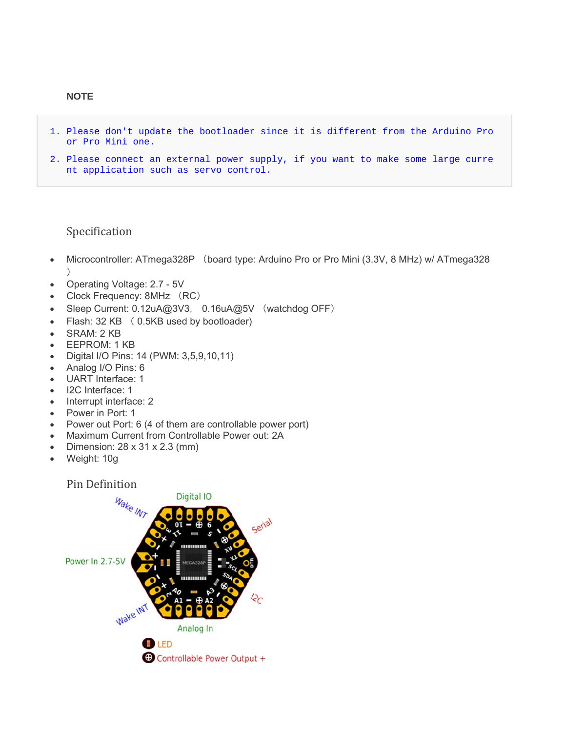**NOTE**

```
1. Please don't update the bootloader since it is different from the Arduino Pro
   or Pro Mini one.

2. Please connect an external power supply, if you want to make some large curre
   nt application such as servo control.
```

## Specification

- Microcontroller: ATmega328P （board type: Arduino Pro or Pro Mini (3.3V, 8 MHz) w/ ATmega328 ）
- Operating Voltage: 2.7 - 5V
- Clock Frequency: 8MHz （RC）
- Sleep Current: 0.12uA@3V3, 0.16uA@5V （watchdog OFF）
- Flash: 32 KB （ 0.5KB used by bootloader)
- SRAM: 2 KB
- EEPROM: 1 KB
- Digital I/O Pins: 14 (PWM: 3,5,9,10,11)
- Analog I/O Pins: 6
- UART Interface: 1
- I2C Interface: 1
- Interrupt interface: 2
- Power in Port: 1
- Power out Port: 6 (4 of them are controllable power port)
- Maximum Current from Controllable Power out: 2A
- Dimension: 28 x 31 x 2.3 (mm)
- Weight: 10g

## Pin Definition

Digital IO

Wake INT

Serial

Power In 2.7-5V

I2C

Wake INT

Analog In

LED

Controllable Power Output +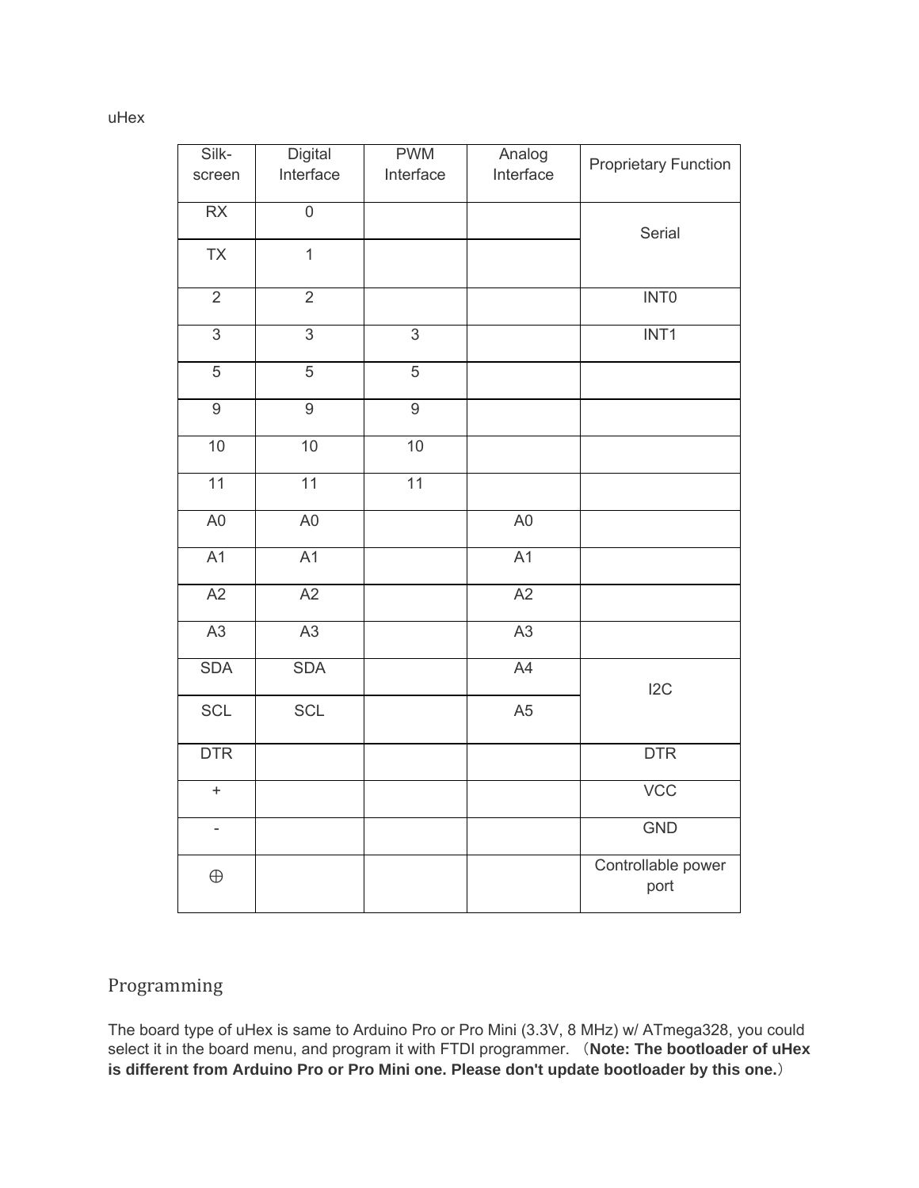uHex

| Silk-screen | Digital Interface | PWM Interface | Analog Interface | Proprietary Function |
| --- | --- | --- | --- | --- |
| RX | 0 | | | Serial |
| TX | 1 | | | |
| 2 | 2 | | | INT0 |
| 3 | 3 | 3 | | INT1 |
| 5 | 5 | 5 | | |
| 9 | 9 | 9 | | |
| 10 | 10 | 10 | | |
| 11 | 11 | 11 | | |
| A0 | A0 | | A0 | |
| A1 | A1 | | A1 | |
| A2 | A2 | | A2 | |
| A3 | A3 | | A3 | |
| SDA | SDA | | A4 | I2C |
| SCL | SCL | | A5 | |
| DTR | | | | DTR |
| + | | | | VCC |
| - | | | | GND |
| ⊕ | | | | Controllable power port |

## Programming

The board type of uHex is same to Arduino Pro or Pro Mini (3.3V, 8 MHz) w/ ATmega328, you could select it in the board menu, and program it with FTDI programmer. （**Note: The bootloader of uHex is different from Arduino Pro or Pro Mini one. Please don't update bootloader by this one.**）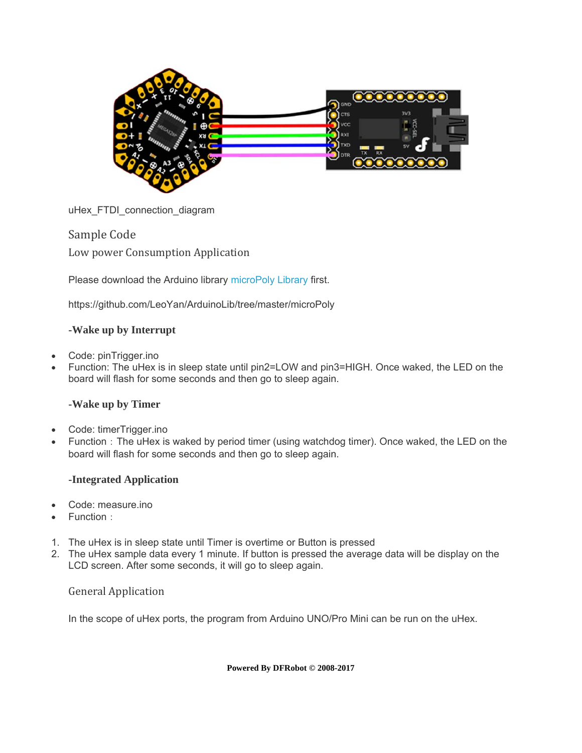uHex_FTDI_connection_diagram

## Sample Code

### Low power Consumption Application

Please download the Arduino library microPoly Library first.

https://github.com/LeoYan/ArduinoLib/tree/master/microPoly

**-Wake up by Interrupt**

- Code: pinTrigger.ino
- Function: The uHex is in sleep state until pin2=LOW and pin3=HIGH. Once waked, the LED on the board will flash for some seconds and then go to sleep again.

**-Wake up by Timer**

- Code: timerTrigger.ino
- Function：The uHex is waked by period timer (using watchdog timer). Once waked, the LED on the board will flash for some seconds and then go to sleep again.

**-Integrated Application**

- Code: measure.ino
- Function：

1. The uHex is in sleep state until Timer is overtime or Button is pressed
2. The uHex sample data every 1 minute. If button is pressed the average data will be display on the LCD screen. After some seconds, it will go to sleep again.

### General Application

In the scope of uHex ports, the program from Arduino UNO/Pro Mini can be run on the uHex.

**Powered By DFRobot © 2008-2017**